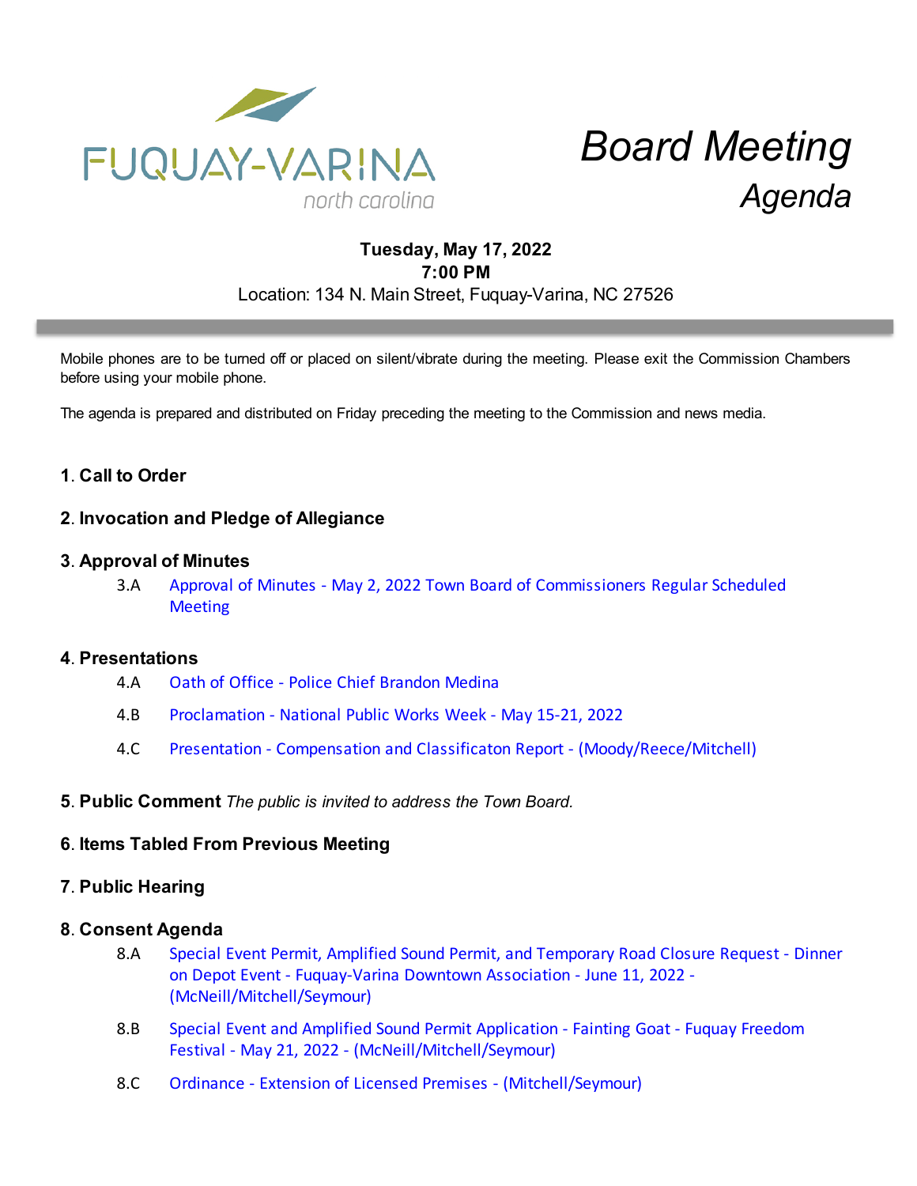FUQUAY-VARINA
north carolina

# Board Meeting
## Agenda

**Tuesday, May 17, 2022**
**7:00 PM**
Location: 134 N. Main Street, Fuquay-Varina, NC 27526

Mobile phones are to be turned off or placed on silent/vibrate during the meeting. Please exit the Commission Chambers before using your mobile phone.

The agenda is prepared and distributed on Friday preceding the meeting to the Commission and news media.

### 1. Call to Order

### 2. Invocation and Pledge of Allegiance

### 3. Approval of Minutes

3.A Approval of Minutes - May 2, 2022 Town Board of Commissioners Regular Scheduled Meeting

### 4. Presentations

4.A Oath of Office - Police Chief Brandon Medina

4.B Proclamation - National Public Works Week - May 15-21, 2022

4.C Presentation - Compensation and Classificaton Report - (Moody/Reece/Mitchell)

### 5. Public Comment *The public is invited to address the Town Board.*

### 6. Items Tabled From Previous Meeting

### 7. Public Hearing

### 8. Consent Agenda

8.A Special Event Permit, Amplified Sound Permit, and Temporary Road Closure Request - Dinner on Depot Event - Fuquay-Varina Downtown Association - June 11, 2022 - (McNeill/Mitchell/Seymour)

8.B Special Event and Amplified Sound Permit Application - Fainting Goat - Fuquay Freedom Festival - May 21, 2022 - (McNeill/Mitchell/Seymour)

8.C Ordinance - Extension of Licensed Premises - (Mitchell/Seymour)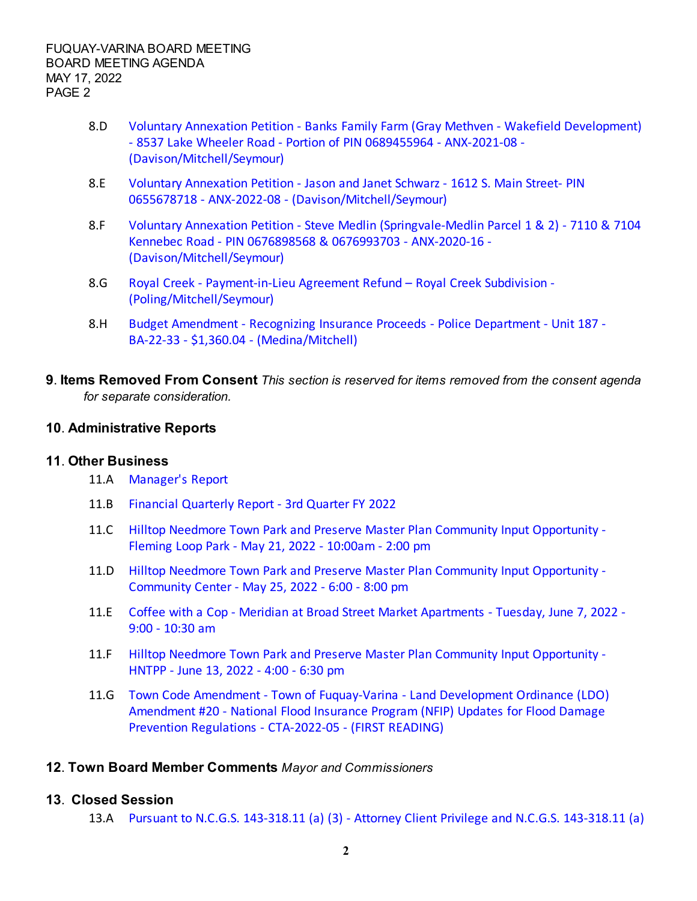8.D Voluntary Annexation Petition - Banks Family Farm (Gray Methven - Wakefield Development) - 8537 Lake Wheeler Road - Portion of PIN 0689455964 - ANX-2021-08 - (Davison/Mitchell/Seymour)

8.E Voluntary Annexation Petition - Jason and Janet Schwarz - 1612 S. Main Street- PIN 0655678718 - ANX-2022-08 - (Davison/Mitchell/Seymour)

8.F Voluntary Annexation Petition - Steve Medlin (Springvale-Medlin Parcel 1 & 2) - 7110 & 7104 Kennebec Road - PIN 0676898568 & 0676993703 - ANX-2020-16 - (Davison/Mitchell/Seymour)

8.G Royal Creek - Payment-in-Lieu Agreement Refund – Royal Creek Subdivision - (Poling/Mitchell/Seymour)

8.H Budget Amendment - Recognizing Insurance Proceeds - Police Department - Unit 187 - BA-22-33 - $1,360.04 - (Medina/Mitchell)

## 9. Items Removed From Consent

*This section is reserved for items removed from the consent agenda for separate consideration.*

## 10. Administrative Reports

## 11. Other Business

11.A Manager's Report

11.B Financial Quarterly Report - 3rd Quarter FY 2022

11.C Hilltop Needmore Town Park and Preserve Master Plan Community Input Opportunity - Fleming Loop Park - May 21, 2022 - 10:00am - 2:00 pm

11.D Hilltop Needmore Town Park and Preserve Master Plan Community Input Opportunity - Community Center - May 25, 2022 - 6:00 - 8:00 pm

11.E Coffee with a Cop - Meridian at Broad Street Market Apartments - Tuesday, June 7, 2022 - 9:00 - 10:30 am

11.F Hilltop Needmore Town Park and Preserve Master Plan Community Input Opportunity - HNTPP - June 13, 2022 - 4:00 - 6:30 pm

11.G Town Code Amendment - Town of Fuquay-Varina - Land Development Ordinance (LDO) Amendment #20 - National Flood Insurance Program (NFIP) Updates for Flood Damage Prevention Regulations - CTA-2022-05 - (FIRST READING)

## 12. Town Board Member Comments

*Mayor and Commissioners*

## 13. Closed Session

13.A Pursuant to N.C.G.S. 143-318.11 (a) (3) - Attorney Client Privilege and N.C.G.S. 143-318.11 (a)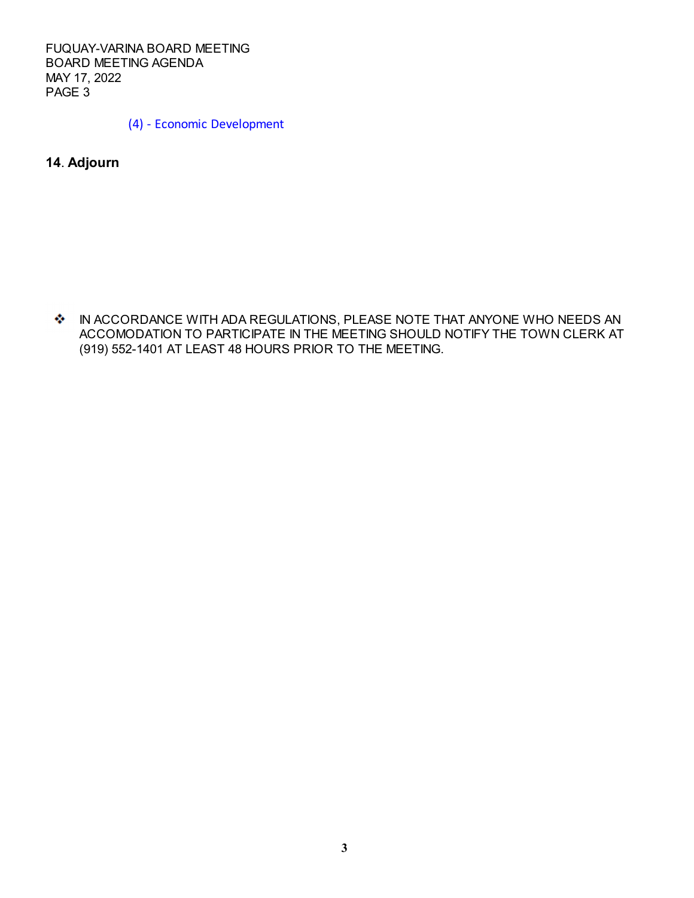(4) - Economic Development

**14. Adjourn**

- IN ACCORDANCE WITH ADA REGULATIONS, PLEASE NOTE THAT ANYONE WHO NEEDS AN ACCOMODATION TO PARTICIPATE IN THE MEETING SHOULD NOTIFY THE TOWN CLERK AT (919) 552-1401 AT LEAST 48 HOURS PRIOR TO THE MEETING.